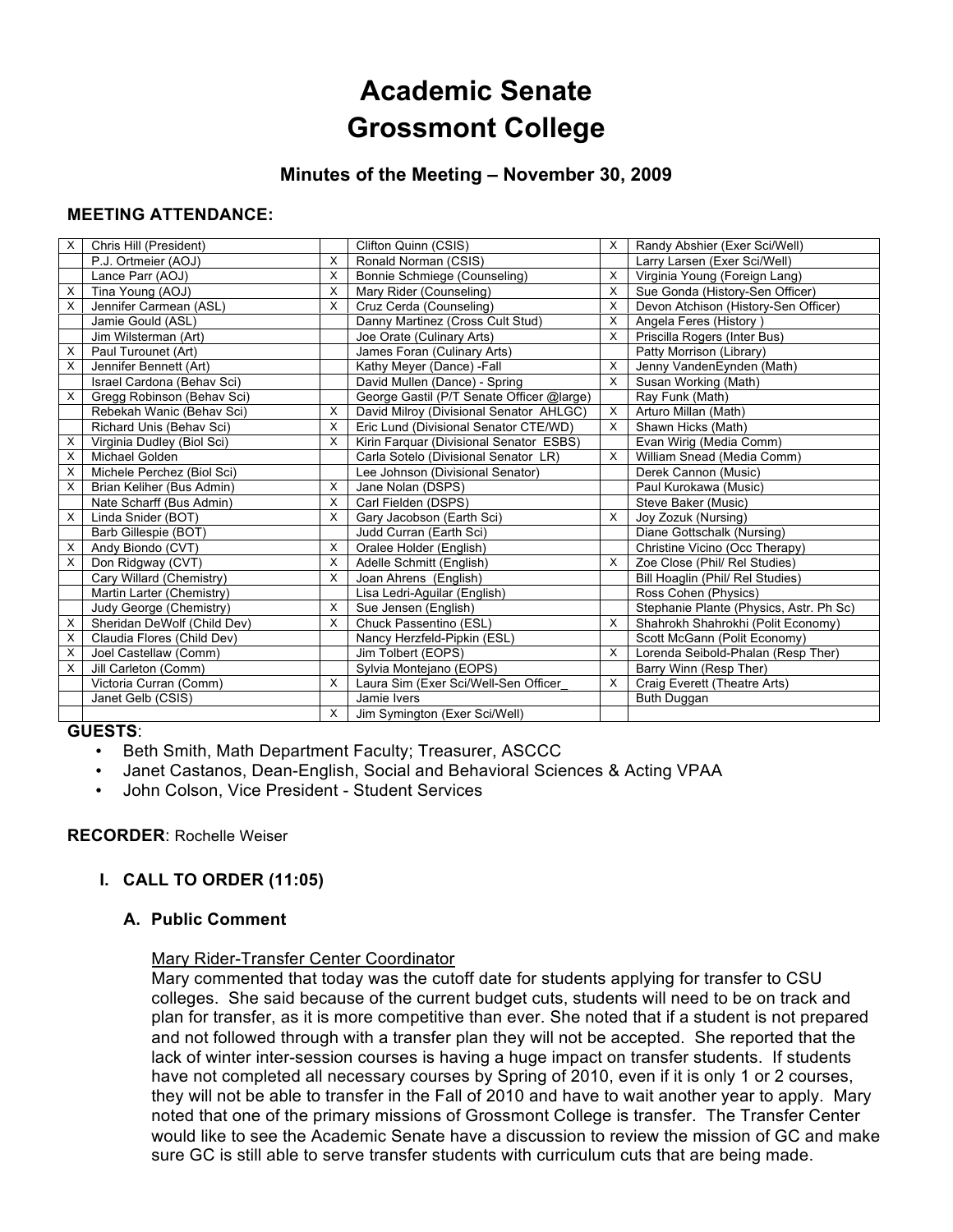# Academic Senate
# Grossmont College

### Minutes of the Meeting – November 30, 2009

**MEETING ATTENDANCE:**

| | | | | | |
|---|---|---|---|---|---|
| X | Chris Hill (President) | | Clifton Quinn (CSIS) | X | Randy Abshier (Exer Sci/Well) |
| | P.J. Ortmeier (AOJ) | X | Ronald Norman (CSIS) | | Larry Larsen (Exer Sci/Well) |
| | Lance Parr (AOJ) | X | Bonnie Schmiege (Counseling) | X | Virginia Young (Foreign Lang) |
| X | Tina Young (AOJ) | X | Mary Rider (Counseling) | X | Sue Gonda (History-Sen Officer) |
| X | Jennifer Carmean (ASL) | X | Cruz Cerda (Counseling) | X | Devon Atchison (History-Sen Officer) |
| | Jamie Gould (ASL) | | Danny Martinez (Cross Cult Stud) | X | Angela Feres (History ) |
| | Jim Wilsterman (Art) | | Joe Orate (Culinary Arts) | X | Priscilla Rogers (Inter Bus) |
| X | Paul Turounet (Art) | | James Foran (Culinary Arts) | | Patty Morrison (Library) |
| X | Jennifer Bennett (Art) | | Kathy Meyer (Dance) -Fall | X | Jenny VandenEynden (Math) |
| | Israel Cardona (Behav Sci) | | David Mullen (Dance) - Spring | X | Susan Working (Math) |
| X | Gregg Robinson (Behav Sci) | | George Gastil (P/T Senate Officer @large) | | Ray Funk (Math) |
| | Rebekah Wanic (Behav Sci) | X | David Milroy (Divisional Senator AHLGC) | X | Arturo Millan (Math) |
| | Richard Unis (Behav Sci) | X | Eric Lund (Divisional Senator CTE/WD) | X | Shawn Hicks (Math) |
| X | Virginia Dudley (Biol Sci) | X | Kirin Farquar (Divisional Senator ESBS) | | Evan Wirig (Media Comm) |
| X | Michael Golden | | Carla Sotelo (Divisional Senator LR) | X | William Snead (Media Comm) |
| X | Michele Perchez (Biol Sci) | | Lee Johnson (Divisional Senator) | | Derek Cannon (Music) |
| X | Brian Keliher (Bus Admin) | X | Jane Nolan (DSPS) | | Paul Kurokawa (Music) |
| | Nate Scharff (Bus Admin) | X | Carl Fielden (DSPS) | | Steve Baker (Music) |
| X | Linda Snider (BOT) | X | Gary Jacobson (Earth Sci) | X | Joy Zozuk (Nursing) |
| | Barb Gillespie (BOT) | | Judd Curran (Earth Sci) | | Diane Gottschalk (Nursing) |
| X | Andy Biondo (CVT) | X | Oralee Holder (English) | | Christine Vicino (Occ Therapy) |
| X | Don Ridgway (CVT) | X | Adelle Schmitt (English) | X | Zoe Close (Phil/ Rel Studies) |
| | Cary Willard (Chemistry) | X | Joan Ahrens (English) | | Bill Hoaglin (Phil/ Rel Studies) |
| | Martin Larter (Chemistry) | | Lisa Ledri-Aguilar (English) | | Ross Cohen (Physics) |
| | Judy George (Chemistry) | X | Sue Jensen (English) | | Stephanie Plante (Physics, Astr. Ph Sc) |
| X | Sheridan DeWolf (Child Dev) | X | Chuck Passentino (ESL) | X | Shahrokh Shahrokhi (Polit Economy) |
| X | Claudia Flores (Child Dev) | | Nancy Herzfeld-Pipkin (ESL) | | Scott McGann (Polit Economy) |
| X | Joel Castellaw (Comm) | | Jim Tolbert (EOPS) | X | Lorenda Seibold-Phalan (Resp Ther) |
| X | Jill Carleton (Comm) | | Sylvia Montejano (EOPS) | | Barry Winn (Resp Ther) |
| | Victoria Curran (Comm) | X | Laura Sim (Exer Sci/Well-Sen Officer_ | X | Craig Everett (Theatre Arts) |
| | Janet Gelb (CSIS) | | Jamie Ivers | | Buth Duggan |
| | | X | Jim Symington (Exer Sci/Well) | | |

**GUESTS**:

- Beth Smith, Math Department Faculty; Treasurer, ASCCC
- Janet Castanos, Dean-English, Social and Behavioral Sciences & Acting VPAA
- John Colson, Vice President - Student Services

**RECORDER**: Rochelle Weiser

## I. CALL TO ORDER (11:05)

### A. Public Comment

Mary Rider-Transfer Center Coordinator

Mary commented that today was the cutoff date for students applying for transfer to CSU colleges. She said because of the current budget cuts, students will need to be on track and plan for transfer, as it is more competitive than ever. She noted that if a student is not prepared and not followed through with a transfer plan they will not be accepted. She reported that the lack of winter inter-session courses is having a huge impact on transfer students. If students have not completed all necessary courses by Spring of 2010, even if it is only 1 or 2 courses, they will not be able to transfer in the Fall of 2010 and have to wait another year to apply. Mary noted that one of the primary missions of Grossmont College is transfer. The Transfer Center would like to see the Academic Senate have a discussion to review the mission of GC and make sure GC is still able to serve transfer students with curriculum cuts that are being made.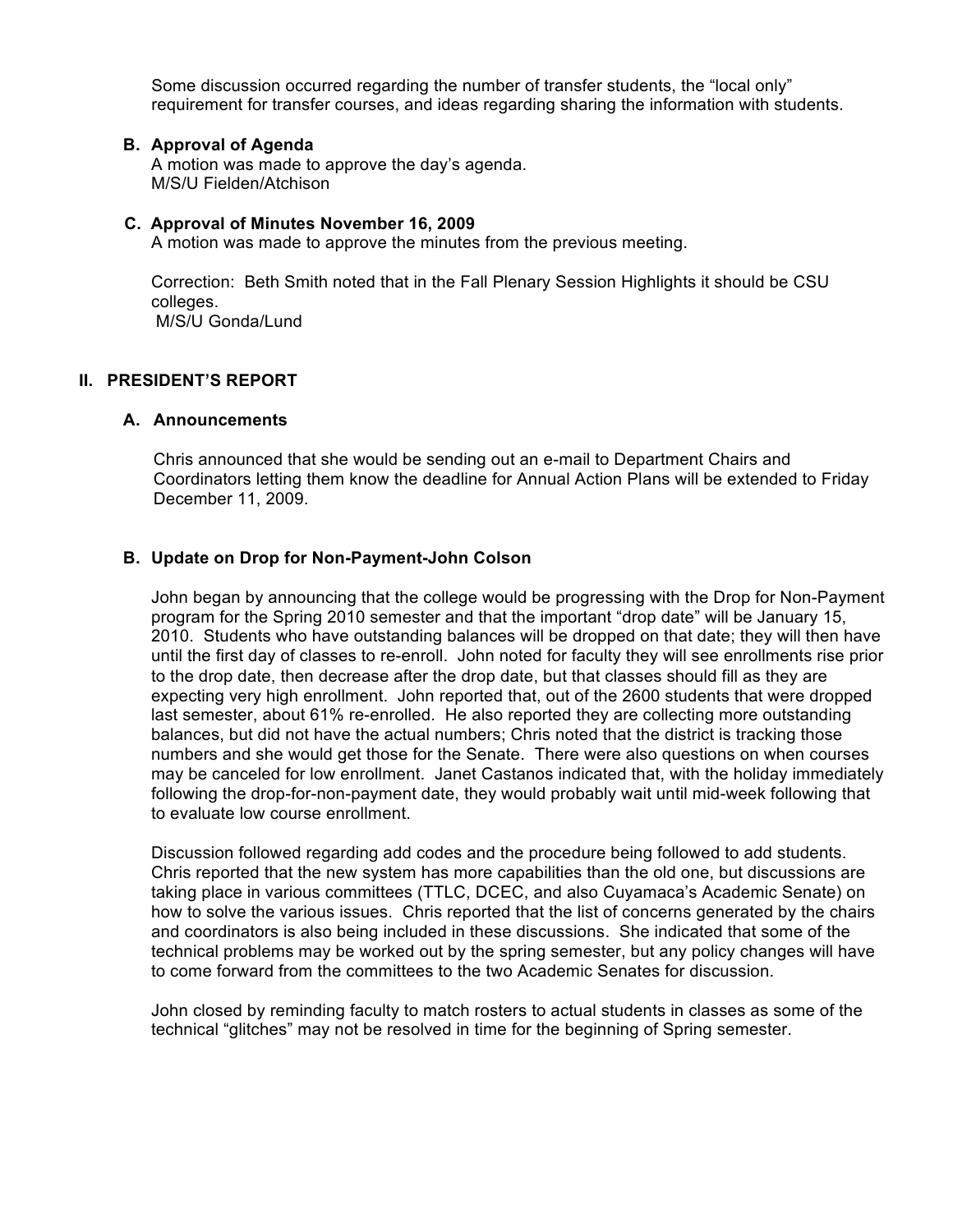Some discussion occurred regarding the number of transfer students, the "local only" requirement for transfer courses, and ideas regarding sharing the information with students.

### B. Approval of Agenda

A motion was made to approve the day's agenda.
M/S/U Fielden/Atchison

### C. Approval of Minutes November 16, 2009

A motion was made to approve the minutes from the previous meeting.

Correction: Beth Smith noted that in the Fall Plenary Session Highlights it should be CSU colleges.
M/S/U Gonda/Lund

## II. PRESIDENT'S REPORT

### A. Announcements

Chris announced that she would be sending out an e-mail to Department Chairs and Coordinators letting them know the deadline for Annual Action Plans will be extended to Friday December 11, 2009.

### B. Update on Drop for Non-Payment-John Colson

John began by announcing that the college would be progressing with the Drop for Non-Payment program for the Spring 2010 semester and that the important "drop date" will be January 15, 2010. Students who have outstanding balances will be dropped on that date; they will then have until the first day of classes to re-enroll. John noted for faculty they will see enrollments rise prior to the drop date, then decrease after the drop date, but that classes should fill as they are expecting very high enrollment. John reported that, out of the 2600 students that were dropped last semester, about 61% re-enrolled. He also reported they are collecting more outstanding balances, but did not have the actual numbers; Chris noted that the district is tracking those numbers and she would get those for the Senate. There were also questions on when courses may be canceled for low enrollment. Janet Castanos indicated that, with the holiday immediately following the drop-for-non-payment date, they would probably wait until mid-week following that to evaluate low course enrollment.

Discussion followed regarding add codes and the procedure being followed to add students. Chris reported that the new system has more capabilities than the old one, but discussions are taking place in various committees (TTLC, DCEC, and also Cuyamaca's Academic Senate) on how to solve the various issues. Chris reported that the list of concerns generated by the chairs and coordinators is also being included in these discussions. She indicated that some of the technical problems may be worked out by the spring semester, but any policy changes will have to come forward from the committees to the two Academic Senates for discussion.

John closed by reminding faculty to match rosters to actual students in classes as some of the technical "glitches" may not be resolved in time for the beginning of Spring semester.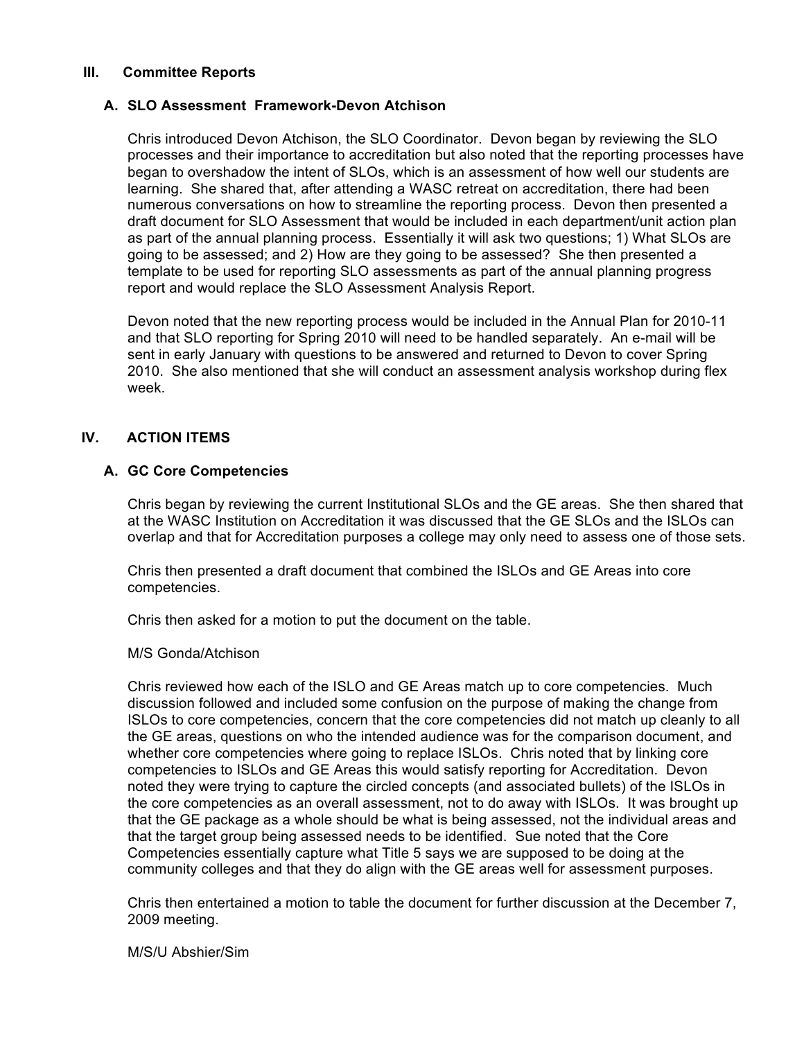## III. Committee Reports

### A. SLO Assessment Framework-Devon Atchison

Chris introduced Devon Atchison, the SLO Coordinator. Devon began by reviewing the SLO processes and their importance to accreditation but also noted that the reporting processes have began to overshadow the intent of SLOs, which is an assessment of how well our students are learning. She shared that, after attending a WASC retreat on accreditation, there had been numerous conversations on how to streamline the reporting process. Devon then presented a draft document for SLO Assessment that would be included in each department/unit action plan as part of the annual planning process. Essentially it will ask two questions; 1) What SLOs are going to be assessed; and 2) How are they going to be assessed? She then presented a template to be used for reporting SLO assessments as part of the annual planning progress report and would replace the SLO Assessment Analysis Report.

Devon noted that the new reporting process would be included in the Annual Plan for 2010-11 and that SLO reporting for Spring 2010 will need to be handled separately. An e-mail will be sent in early January with questions to be answered and returned to Devon to cover Spring 2010. She also mentioned that she will conduct an assessment analysis workshop during flex week.

## IV. ACTION ITEMS

### A. GC Core Competencies

Chris began by reviewing the current Institutional SLOs and the GE areas. She then shared that at the WASC Institution on Accreditation it was discussed that the GE SLOs and the ISLOs can overlap and that for Accreditation purposes a college may only need to assess one of those sets.

Chris then presented a draft document that combined the ISLOs and GE Areas into core competencies.

Chris then asked for a motion to put the document on the table.

M/S Gonda/Atchison

Chris reviewed how each of the ISLO and GE Areas match up to core competencies. Much discussion followed and included some confusion on the purpose of making the change from ISLOs to core competencies, concern that the core competencies did not match up cleanly to all the GE areas, questions on who the intended audience was for the comparison document, and whether core competencies where going to replace ISLOs. Chris noted that by linking core competencies to ISLOs and GE Areas this would satisfy reporting for Accreditation. Devon noted they were trying to capture the circled concepts (and associated bullets) of the ISLOs in the core competencies as an overall assessment, not to do away with ISLOs. It was brought up that the GE package as a whole should be what is being assessed, not the individual areas and that the target group being assessed needs to be identified. Sue noted that the Core Competencies essentially capture what Title 5 says we are supposed to be doing at the community colleges and that they do align with the GE areas well for assessment purposes.

Chris then entertained a motion to table the document for further discussion at the December 7, 2009 meeting.

M/S/U Abshier/Sim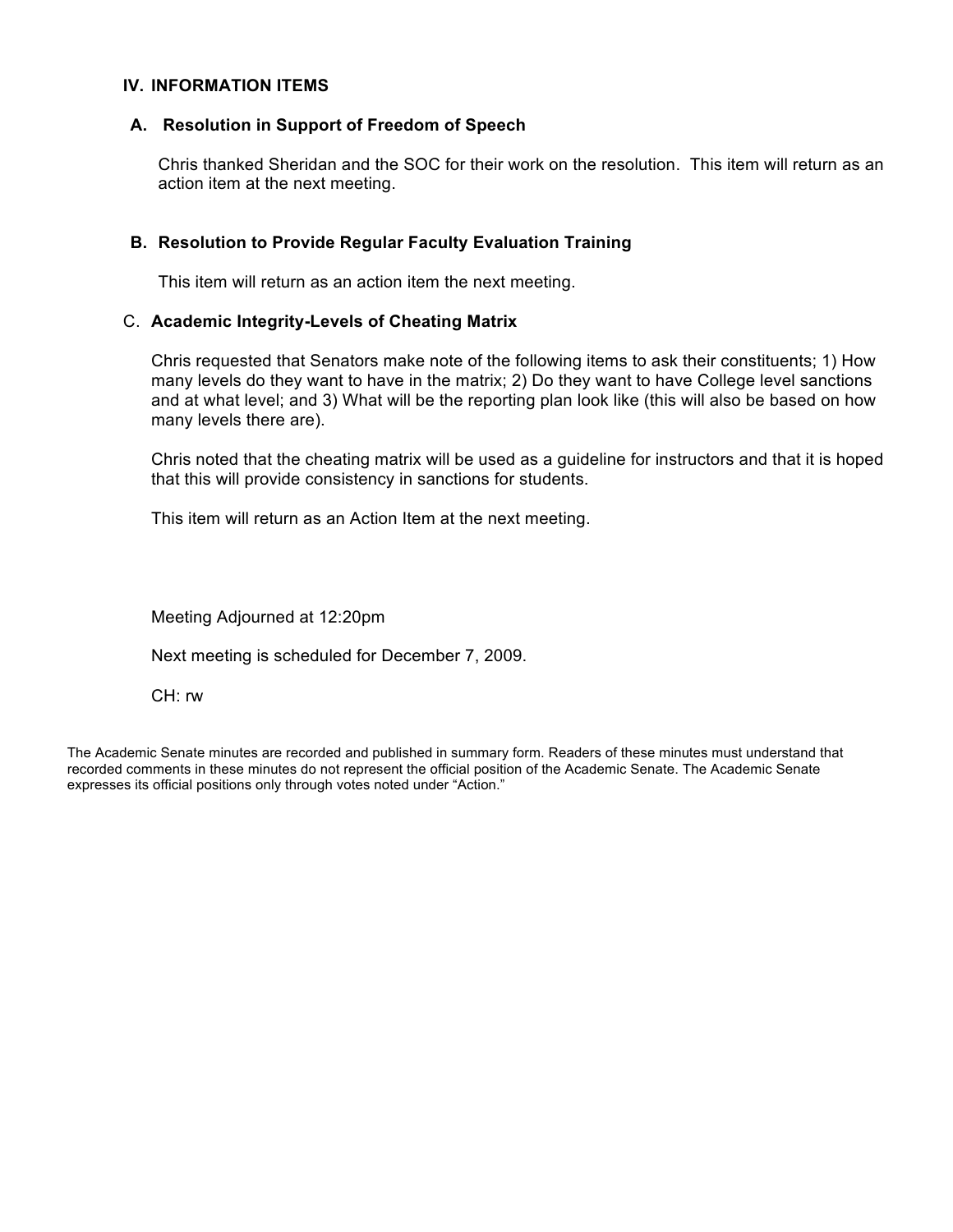## IV. INFORMATION ITEMS

### A. Resolution in Support of Freedom of Speech

Chris thanked Sheridan and the SOC for their work on the resolution. This item will return as an action item at the next meeting.

### B. Resolution to Provide Regular Faculty Evaluation Training

This item will return as an action item the next meeting.

### C. Academic Integrity-Levels of Cheating Matrix

Chris requested that Senators make note of the following items to ask their constituents; 1) How many levels do they want to have in the matrix; 2) Do they want to have College level sanctions and at what level; and 3) What will be the reporting plan look like (this will also be based on how many levels there are).

Chris noted that the cheating matrix will be used as a guideline for instructors and that it is hoped that this will provide consistency in sanctions for students.

This item will return as an Action Item at the next meeting.

Meeting Adjourned at 12:20pm

Next meeting is scheduled for December 7, 2009.

CH: rw

The Academic Senate minutes are recorded and published in summary form. Readers of these minutes must understand that recorded comments in these minutes do not represent the official position of the Academic Senate. The Academic Senate expresses its official positions only through votes noted under "Action."